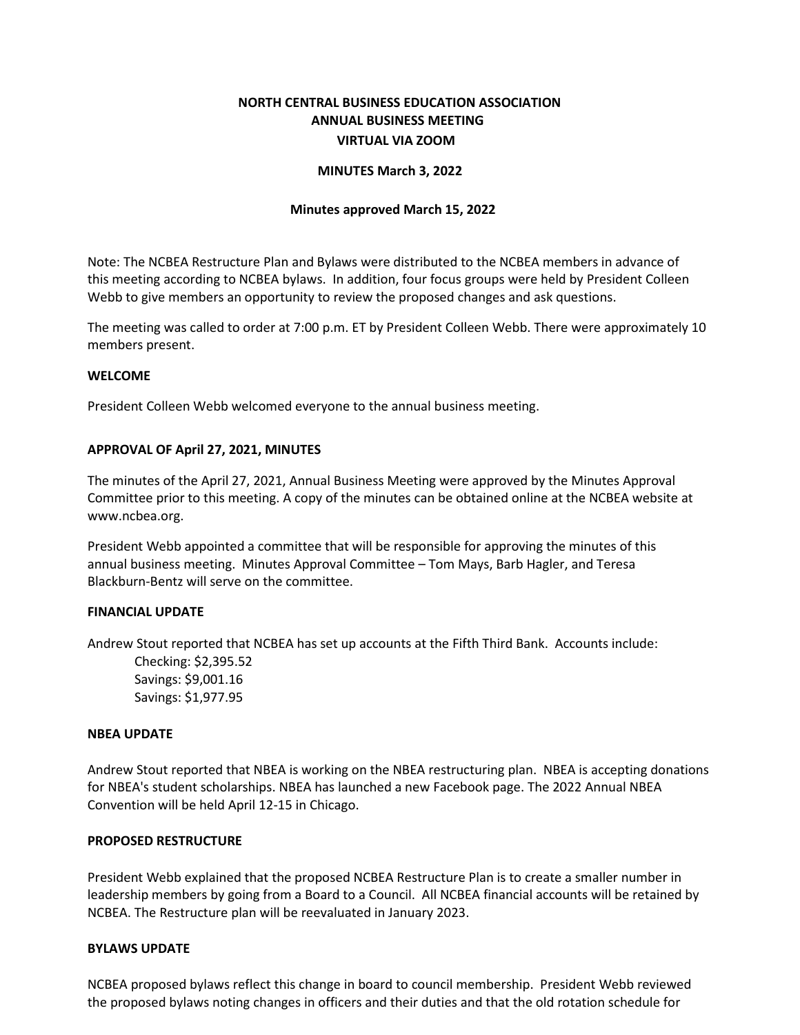**NORTH CENTRAL BUSINESS EDUCATION ASSOCIATION**
**ANNUAL BUSINESS MEETING**
**VIRTUAL VIA ZOOM**

**MINUTES March 3, 2022**

**Minutes approved March 15, 2022**

Note: The NCBEA Restructure Plan and Bylaws were distributed to the NCBEA members in advance of this meeting according to NCBEA bylaws. In addition, four focus groups were held by President Colleen Webb to give members an opportunity to review the proposed changes and ask questions.

The meeting was called to order at 7:00 p.m. ET by President Colleen Webb. There were approximately 10 members present.

## WELCOME

President Colleen Webb welcomed everyone to the annual business meeting.

## APPROVAL OF April 27, 2021, MINUTES

The minutes of the April 27, 2021, Annual Business Meeting were approved by the Minutes Approval Committee prior to this meeting. A copy of the minutes can be obtained online at the NCBEA website at www.ncbea.org.

President Webb appointed a committee that will be responsible for approving the minutes of this annual business meeting. Minutes Approval Committee – Tom Mays, Barb Hagler, and Teresa Blackburn-Bentz will serve on the committee.

## FINANCIAL UPDATE

Andrew Stout reported that NCBEA has set up accounts at the Fifth Third Bank. Accounts include:

Checking: $2,395.52
Savings: $9,001.16
Savings: $1,977.95

## NBEA UPDATE

Andrew Stout reported that NBEA is working on the NBEA restructuring plan. NBEA is accepting donations for NBEA's student scholarships. NBEA has launched a new Facebook page. The 2022 Annual NBEA Convention will be held April 12-15 in Chicago.

## PROPOSED RESTRUCTURE

President Webb explained that the proposed NCBEA Restructure Plan is to create a smaller number in leadership members by going from a Board to a Council. All NCBEA financial accounts will be retained by NCBEA. The Restructure plan will be reevaluated in January 2023.

## BYLAWS UPDATE

NCBEA proposed bylaws reflect this change in board to council membership. President Webb reviewed the proposed bylaws noting changes in officers and their duties and that the old rotation schedule for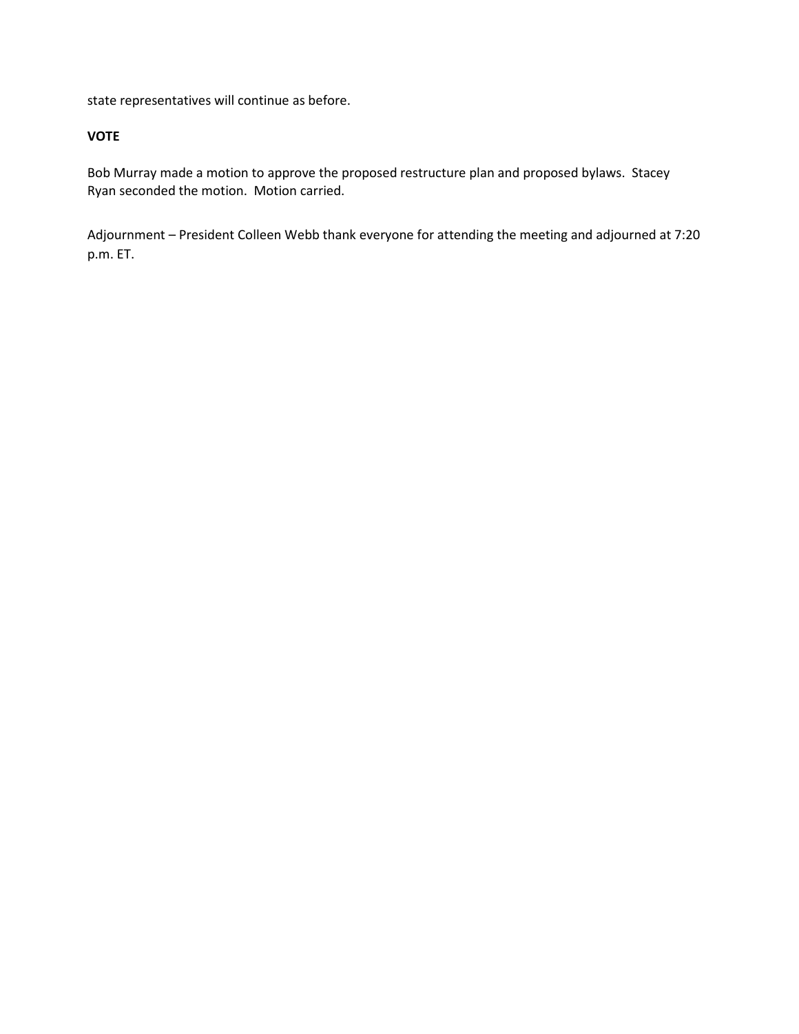state representatives will continue as before.

**VOTE**

Bob Murray made a motion to approve the proposed restructure plan and proposed bylaws. Stacey Ryan seconded the motion. Motion carried.

Adjournment – President Colleen Webb thank everyone for attending the meeting and adjourned at 7:20 p.m. ET.